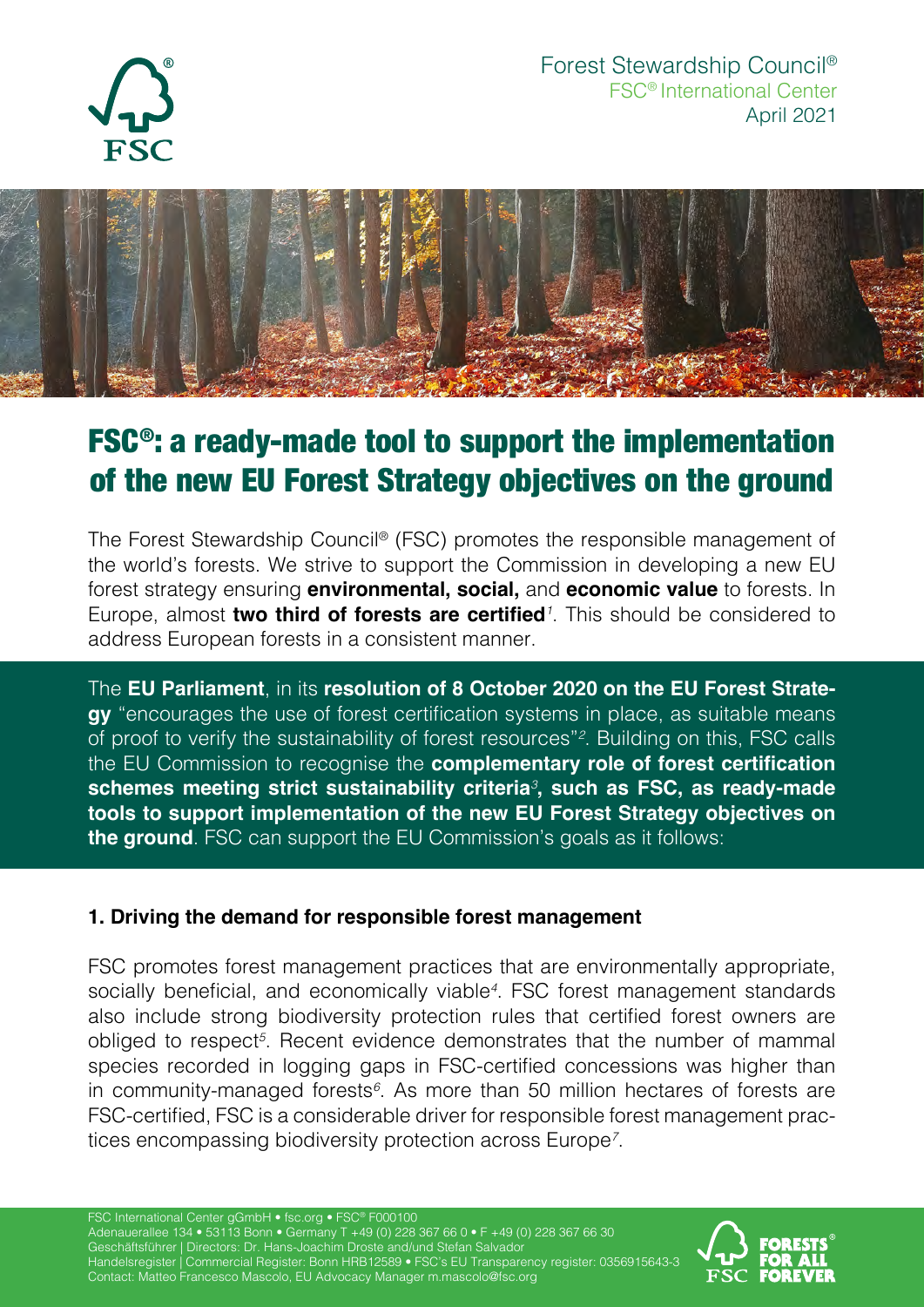Forest Stewardship Council®
FSC® International Center
April 2021

# FSC®: a ready-made tool to support the implementation of the new EU Forest Strategy objectives on the ground

The Forest Stewardship Council® (FSC) promotes the responsible management of the world's forests. We strive to support the Commission in developing a new EU forest strategy ensuring **environmental, social,** and **economic value** to forests. In Europe, almost **two third of forests are certified**[1]. This should be considered to address European forests in a consistent manner.

The **EU Parliament**, in its **resolution of 8 October 2020 on the EU Forest Strategy** "encourages the use of forest certification systems in place, as suitable means of proof to verify the sustainability of forest resources"[2]. Building on this, FSC calls the EU Commission to recognise the **complementary role of forest certification schemes meeting strict sustainability criteria[3], such as FSC, as ready-made tools to support implementation of the new EU Forest Strategy objectives on the ground**. FSC can support the EU Commission's goals as it follows:

### 1. Driving the demand for responsible forest management

FSC promotes forest management practices that are environmentally appropriate, socially beneficial, and economically viable[4]. FSC forest management standards also include strong biodiversity protection rules that certified forest owners are obliged to respect[5]. Recent evidence demonstrates that the number of mammal species recorded in logging gaps in FSC-certified concessions was higher than in community-managed forests[6]. As more than 50 million hectares of forests are FSC-certified, FSC is a considerable driver for responsible forest management practices encompassing biodiversity protection across Europe[7].

FSC International Center gGmbH • fsc.org • FSC® F000100
Adenauerallee 134 • 53113 Bonn • Germany T +49 (0) 228 367 66 0 • F +49 (0) 228 367 66 30
Geschäftsführer | Directors: Dr. Hans-Joachim Droste and/und Stefan Salvador
Handelsregister | Commercial Register: Bonn HRB12589 • FSC's EU Transparency register: 0356915643-3
Contact: Matteo Francesco Mascolo, EU Advocacy Manager m.mascolo@fsc.org

FORESTS FOR ALL FOREVER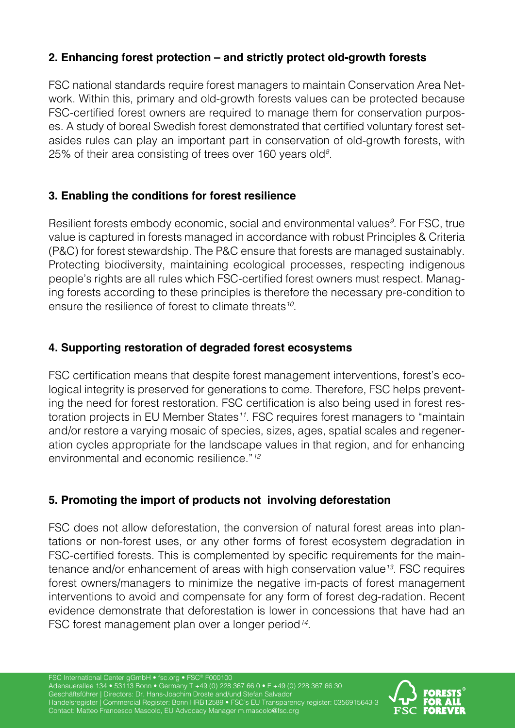## 2. Enhancing forest protection – and strictly protect old-growth forests

FSC national standards require forest managers to maintain Conservation Area Network. Within this, primary and old-growth forests values can be protected because FSC-certified forest owners are required to manage them for conservation purposes. A study of boreal Swedish forest demonstrated that certified voluntary forest set-asides rules can play an important part in conservation of old-growth forests, with 25% of their area consisting of trees over 160 years old[8].

## 3. Enabling the conditions for forest resilience

Resilient forests embody economic, social and environmental values[9]. For FSC, true value is captured in forests managed in accordance with robust Principles & Criteria (P&C) for forest stewardship. The P&C ensure that forests are managed sustainably. Protecting biodiversity, maintaining ecological processes, respecting indigenous people's rights are all rules which FSC-certified forest owners must respect. Managing forests according to these principles is therefore the necessary pre-condition to ensure the resilience of forest to climate threats[10].

## 4. Supporting restoration of degraded forest ecosystems

FSC certification means that despite forest management interventions, forest's ecological integrity is preserved for generations to come. Therefore, FSC helps preventing the need for forest restoration. FSC certification is also being used in forest restoration projects in EU Member States[11]. FSC requires forest managers to "maintain and/or restore a varying mosaic of species, sizes, ages, spatial scales and regeneration cycles appropriate for the landscape values in that region, and for enhancing environmental and economic resilience."[12]

## 5. Promoting the import of products not involving deforestation

FSC does not allow deforestation, the conversion of natural forest areas into plantations or non-forest uses, or any other forms of forest ecosystem degradation in FSC-certified forests. This is complemented by specific requirements for the maintenance and/or enhancement of areas with high conservation value[13]. FSC requires forest owners/managers to minimize the negative im-pacts of forest management interventions to avoid and compensate for any form of forest deg-radation. Recent evidence demonstrate that deforestation is lower in concessions that have had an FSC forest management plan over a longer period[14].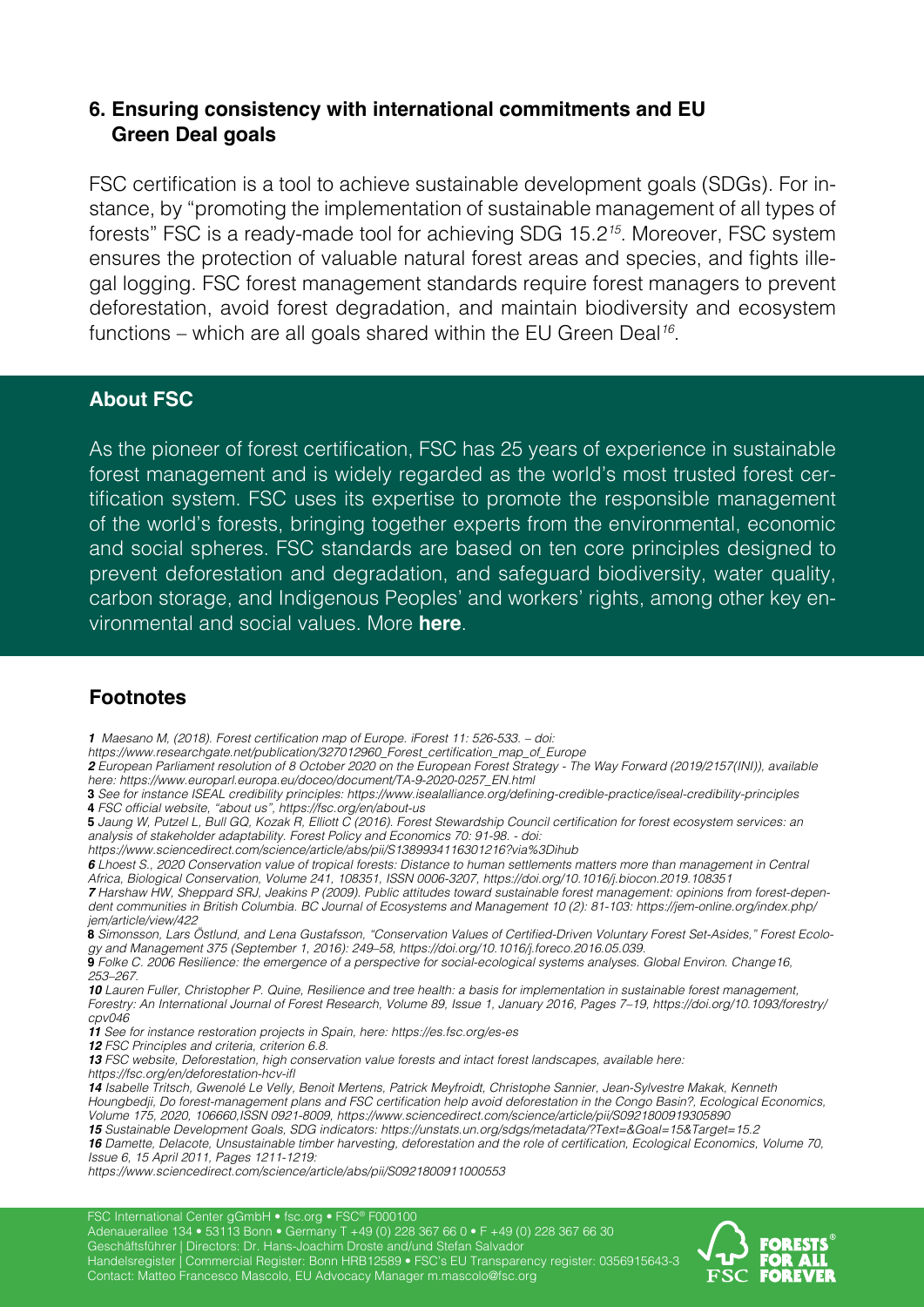## 6. Ensuring consistency with international commitments and EU Green Deal goals

FSC certification is a tool to achieve sustainable development goals (SDGs). For instance, by "promoting the implementation of sustainable management of all types of forests" FSC is a ready-made tool for achieving SDG 15.2[15]. Moreover, FSC system ensures the protection of valuable natural forest areas and species, and fights illegal logging. FSC forest management standards require forest managers to prevent deforestation, avoid forest degradation, and maintain biodiversity and ecosystem functions – which are all goals shared within the EU Green Deal[16].

### About FSC

As the pioneer of forest certification, FSC has 25 years of experience in sustainable forest management and is widely regarded as the world's most trusted forest certification system. FSC uses its expertise to promote the responsible management of the world's forests, bringing together experts from the environmental, economic and social spheres. FSC standards are based on ten core principles designed to prevent deforestation and degradation, and safeguard biodiversity, water quality, carbon storage, and Indigenous Peoples' and workers' rights, among other key environmental and social values. More **here**.

### Footnotes

*1 Maesano M, (2018). Forest certification map of Europe. iForest 11: 526-533. – doi: https://www.researchgate.net/publication/327012960_Forest_certification_map_of_Europe*

*2 European Parliament resolution of 8 October 2020 on the European Forest Strategy - The Way Forward (2019/2157(INI)), available here: https://www.europarl.europa.eu/doceo/document/TA-9-2020-0257_EN.html*

3 *See for instance ISEAL credibility principles: https://www.isealalliance.org/defining-credible-practice/iseal-credibility-principles*

4 *FSC official website, "about us", https://fsc.org/en/about-us*

5 *Jaung W, Putzel L, Bull GQ, Kozak R, Elliott C (2016). Forest Stewardship Council certification for forest ecosystem services: an analysis of stakeholder adaptability. Forest Policy and Economics 70: 91-98. - doi: https://www.sciencedirect.com/science/article/abs/pii/S1389934116301216?via%3Dihub*

*6 Lhoest S., 2020 Conservation value of tropical forests: Distance to human settlements matters more than management in Central Africa, Biological Conservation, Volume 241, 108351, ISSN 0006-3207, https://doi.org/10.1016/j.biocon.2019.108351*

*7 Harshaw HW, Sheppard SRJ, Jeakins P (2009). Public attitudes toward sustainable forest management: opinions from forest-dependent communities in British Columbia. BC Journal of Ecosystems and Management 10 (2): 81-103: https://jem-online.org/index.php/jem/article/view/422*

8 *Simonsson, Lars Östlund, and Lena Gustafsson, "Conservation Values of Certified-Driven Voluntary Forest Set-Asides," Forest Ecology and Management 375 (September 1, 2016): 249–58, https://doi.org/10.1016/j.foreco.2016.05.039.*

9 *Folke C. 2006 Resilience: the emergence of a perspective for social-ecological systems analyses. Global Environ. Change16, 253–267.*

*10 Lauren Fuller, Christopher P. Quine, Resilience and tree health: a basis for implementation in sustainable forest management, Forestry: An International Journal of Forest Research, Volume 89, Issue 1, January 2016, Pages 7–19, https://doi.org/10.1093/forestry/cpv046*

*11 See for instance restoration projects in Spain, here: https://es.fsc.org/es-es*

*12 FSC Principles and criteria, criterion 6.8.*

*13 FSC website, Deforestation, high conservation value forests and intact forest landscapes, available here: https://fsc.org/en/deforestation-hcv-ifl*

*14 Isabelle Tritsch, Gwenolé Le Velly, Benoit Mertens, Patrick Meyfroidt, Christophe Sannier, Jean-Sylvestre Makak, Kenneth Houngbedji, Do forest-management plans and FSC certification help avoid deforestation in the Congo Basin?, Ecological Economics, Volume 175, 2020, 106660,ISSN 0921-8009, https://www.sciencedirect.com/science/article/pii/S0921800919305890*

*15 Sustainable Development Goals, SDG indicators: https://unstats.un.org/sdgs/metadata/?Text=&Goal=15&Target=15.2*

*16 Damette, Delacote, Unsustainable timber harvesting, deforestation and the role of certification, Ecological Economics, Volume 70, Issue 6, 15 April 2011, Pages 1211-1219: https://www.sciencedirect.com/science/article/abs/pii/S0921800911000553*

FSC International Center gGmbH • fsc.org • FSC® F000100
Adenauerallee 134 • 53113 Bonn • Germany T +49 (0) 228 367 66 0 • F +49 (0) 228 367 66 30
Geschäftsführer | Directors: Dr. Hans-Joachim Droste and/und Stefan Salvador
Handelsregister | Commercial Register: Bonn HRB12589 • FSC's EU Transparency register: 0356915643-3
Contact: Matteo Francesco Mascolo, EU Advocacy Manager m.mascolo@fsc.org

FORESTS® FOR ALL FOREVER
FSC